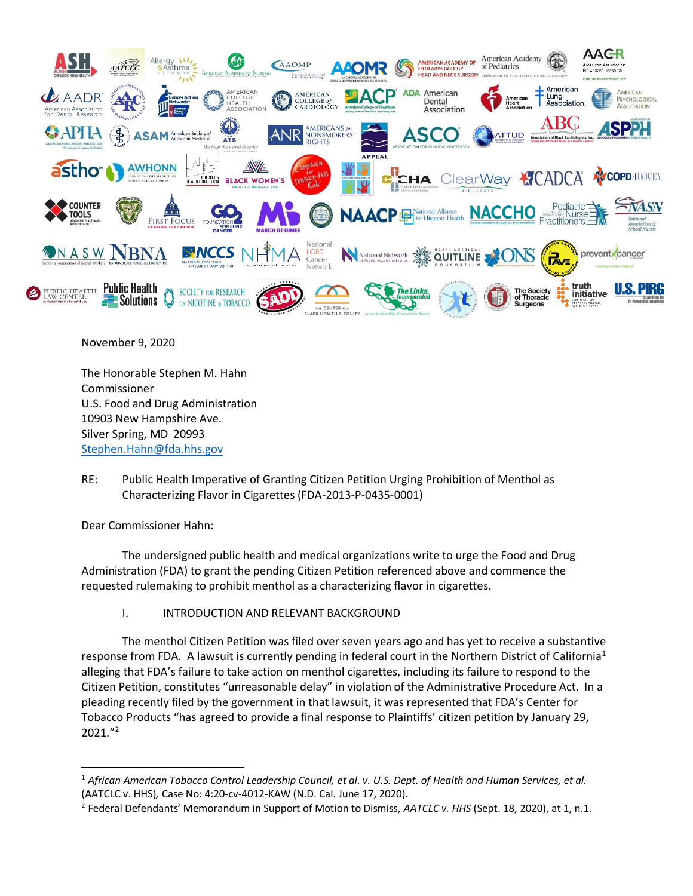November 9, 2020

The Honorable Stephen M. Hahn
Commissioner
U.S. Food and Drug Administration
10903 New Hampshire Ave.
Silver Spring, MD 20993
Stephen.Hahn@fda.hhs.gov

RE: Public Health Imperative of Granting Citizen Petition Urging Prohibition of Menthol as Characterizing Flavor in Cigarettes (FDA-2013-P-0435-0001)

Dear Commissioner Hahn:

The undersigned public health and medical organizations write to urge the Food and Drug Administration (FDA) to grant the pending Citizen Petition referenced above and commence the requested rulemaking to prohibit menthol as a characterizing flavor in cigarettes.

## I. INTRODUCTION AND RELEVANT BACKGROUND

The menthol Citizen Petition was filed over seven years ago and has yet to receive a substantive response from FDA. A lawsuit is currently pending in federal court in the Northern District of California[1] alleging that FDA's failure to take action on menthol cigarettes, including its failure to respond to the Citizen Petition, constitutes "unreasonable delay" in violation of the Administrative Procedure Act. In a pleading recently filed by the government in that lawsuit, it was represented that FDA's Center for Tobacco Products "has agreed to provide a final response to Plaintiffs' citizen petition by January 29, 2021."[2]

---

[1] *African American Tobacco Control Leadership Council, et al. v. U.S. Dept. of Health and Human Services, et al.* (AATCLC v. HHS), Case No: 4:20-cv-4012-KAW (N.D. Cal. June 17, 2020).

[2] Federal Defendants' Memorandum in Support of Motion to Dismiss, *AATCLC v. HHS* (Sept. 18, 2020), at 1, n.1.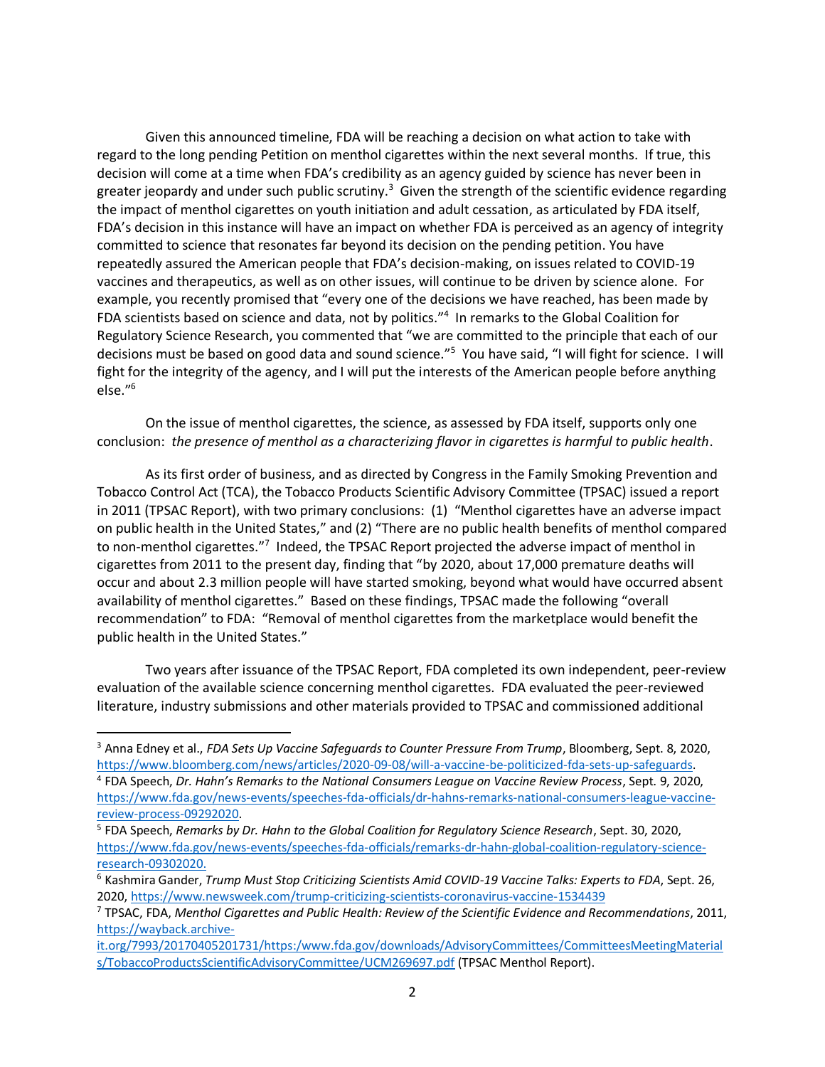Given this announced timeline, FDA will be reaching a decision on what action to take with regard to the long pending Petition on menthol cigarettes within the next several months. If true, this decision will come at a time when FDA's credibility as an agency guided by science has never been in greater jeopardy and under such public scrutiny.[3] Given the strength of the scientific evidence regarding the impact of menthol cigarettes on youth initiation and adult cessation, as articulated by FDA itself, FDA's decision in this instance will have an impact on whether FDA is perceived as an agency of integrity committed to science that resonates far beyond its decision on the pending petition. You have repeatedly assured the American people that FDA's decision-making, on issues related to COVID-19 vaccines and therapeutics, as well as on other issues, will continue to be driven by science alone. For example, you recently promised that "every one of the decisions we have reached, has been made by FDA scientists based on science and data, not by politics."[4] In remarks to the Global Coalition for Regulatory Science Research, you commented that "we are committed to the principle that each of our decisions must be based on good data and sound science."[5] You have said, "I will fight for science. I will fight for the integrity of the agency, and I will put the interests of the American people before anything else."[6]

On the issue of menthol cigarettes, the science, as assessed by FDA itself, supports only one conclusion: *the presence of menthol as a characterizing flavor in cigarettes is harmful to public health*.

As its first order of business, and as directed by Congress in the Family Smoking Prevention and Tobacco Control Act (TCA), the Tobacco Products Scientific Advisory Committee (TPSAC) issued a report in 2011 (TPSAC Report), with two primary conclusions: (1) "Menthol cigarettes have an adverse impact on public health in the United States," and (2) "There are no public health benefits of menthol compared to non-menthol cigarettes."[7] Indeed, the TPSAC Report projected the adverse impact of menthol in cigarettes from 2011 to the present day, finding that "by 2020, about 17,000 premature deaths will occur and about 2.3 million people will have started smoking, beyond what would have occurred absent availability of menthol cigarettes." Based on these findings, TPSAC made the following "overall recommendation" to FDA: "Removal of menthol cigarettes from the marketplace would benefit the public health in the United States."

Two years after issuance of the TPSAC Report, FDA completed its own independent, peer-review evaluation of the available science concerning menthol cigarettes. FDA evaluated the peer-reviewed literature, industry submissions and other materials provided to TPSAC and commissioned additional

---

[3] Anna Edney et al., *FDA Sets Up Vaccine Safeguards to Counter Pressure From Trump*, Bloomberg, Sept. 8, 2020, https://www.bloomberg.com/news/articles/2020-09-08/will-a-vaccine-be-politicized-fda-sets-up-safeguards.

[4] FDA Speech, *Dr. Hahn's Remarks to the National Consumers League on Vaccine Review Process*, Sept. 9, 2020, https://www.fda.gov/news-events/speeches-fda-officials/dr-hahns-remarks-national-consumers-league-vaccine-review-process-09292020.

[5] FDA Speech, *Remarks by Dr. Hahn to the Global Coalition for Regulatory Science Research*, Sept. 30, 2020, https://www.fda.gov/news-events/speeches-fda-officials/remarks-dr-hahn-global-coalition-regulatory-science-research-09302020.

[6] Kashmira Gander, *Trump Must Stop Criticizing Scientists Amid COVID-19 Vaccine Talks: Experts to FDA*, Sept. 26, 2020, https://www.newsweek.com/trump-criticizing-scientists-coronavirus-vaccine-1534439

[7] TPSAC, FDA, *Menthol Cigarettes and Public Health: Review of the Scientific Evidence and Recommendations*, 2011, https://wayback.archive-it.org/7993/20170405201731/https:/www.fda.gov/downloads/AdvisoryCommittees/CommitteesMeetingMaterials/TobaccoProductsScientificAdvisoryCommittee/UCM269697.pdf (TPSAC Menthol Report).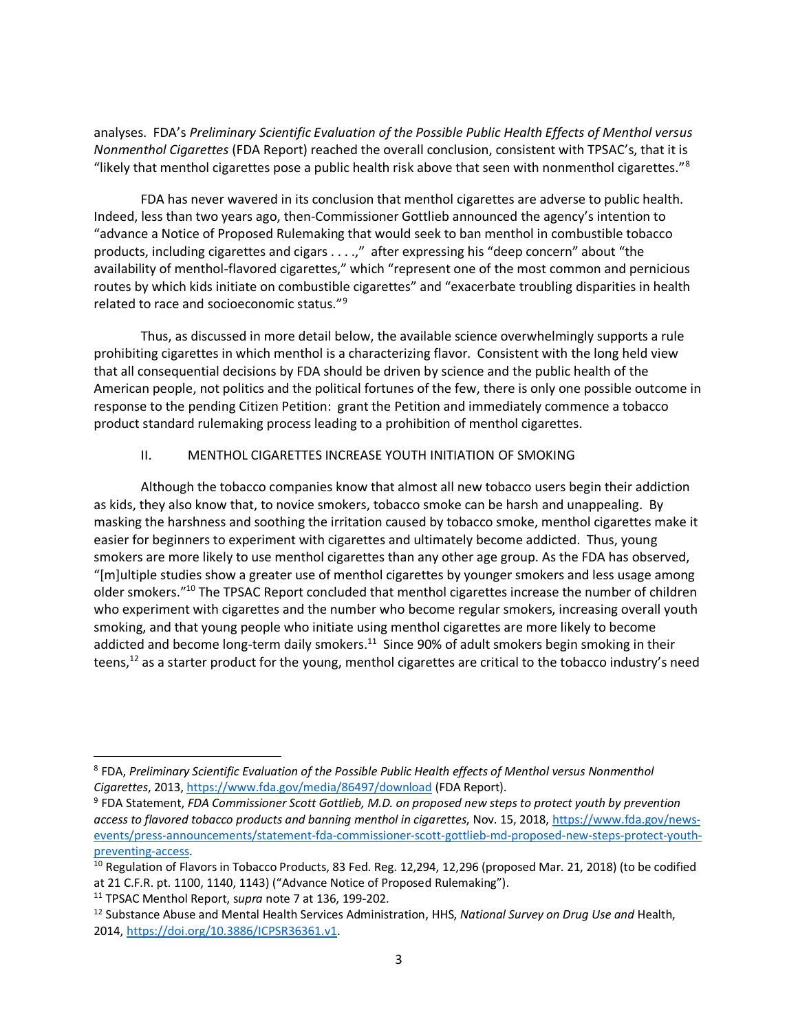analyses. FDA's *Preliminary Scientific Evaluation of the Possible Public Health Effects of Menthol versus Nonmenthol Cigarettes* (FDA Report) reached the overall conclusion, consistent with TPSAC's, that it is "likely that menthol cigarettes pose a public health risk above that seen with nonmenthol cigarettes."[8]

FDA has never wavered in its conclusion that menthol cigarettes are adverse to public health. Indeed, less than two years ago, then-Commissioner Gottlieb announced the agency's intention to "advance a Notice of Proposed Rulemaking that would seek to ban menthol in combustible tobacco products, including cigarettes and cigars . . . .," after expressing his "deep concern" about "the availability of menthol-flavored cigarettes," which "represent one of the most common and pernicious routes by which kids initiate on combustible cigarettes" and "exacerbate troubling disparities in health related to race and socioeconomic status."[9]

Thus, as discussed in more detail below, the available science overwhelmingly supports a rule prohibiting cigarettes in which menthol is a characterizing flavor. Consistent with the long held view that all consequential decisions by FDA should be driven by science and the public health of the American people, not politics and the political fortunes of the few, there is only one possible outcome in response to the pending Citizen Petition: grant the Petition and immediately commence a tobacco product standard rulemaking process leading to a prohibition of menthol cigarettes.

## II. MENTHOL CIGARETTES INCREASE YOUTH INITIATION OF SMOKING

Although the tobacco companies know that almost all new tobacco users begin their addiction as kids, they also know that, to novice smokers, tobacco smoke can be harsh and unappealing. By masking the harshness and soothing the irritation caused by tobacco smoke, menthol cigarettes make it easier for beginners to experiment with cigarettes and ultimately become addicted. Thus, young smokers are more likely to use menthol cigarettes than any other age group. As the FDA has observed, "[m]ultiple studies show a greater use of menthol cigarettes by younger smokers and less usage among older smokers."[10] The TPSAC Report concluded that menthol cigarettes increase the number of children who experiment with cigarettes and the number who become regular smokers, increasing overall youth smoking, and that young people who initiate using menthol cigarettes are more likely to become addicted and become long-term daily smokers.[11] Since 90% of adult smokers begin smoking in their teens,[12] as a starter product for the young, menthol cigarettes are critical to the tobacco industry's need

---

[8] FDA, *Preliminary Scientific Evaluation of the Possible Public Health effects of Menthol versus Nonmenthol Cigarettes*, 2013, https://www.fda.gov/media/86497/download (FDA Report).

[9] FDA Statement, *FDA Commissioner Scott Gottlieb, M.D. on proposed new steps to protect youth by prevention access to flavored tobacco products and banning menthol in cigarettes*, Nov. 15, 2018, https://www.fda.gov/news-events/press-announcements/statement-fda-commissioner-scott-gottlieb-md-proposed-new-steps-protect-youth-preventing-access.

[10] Regulation of Flavors in Tobacco Products, 83 Fed. Reg. 12,294, 12,296 (proposed Mar. 21, 2018) (to be codified at 21 C.F.R. pt. 1100, 1140, 1143) ("Advance Notice of Proposed Rulemaking").

[11] TPSAC Menthol Report, *supra* note 7 at 136, 199-202.

[12] Substance Abuse and Mental Health Services Administration, HHS, *National Survey on Drug Use and* Health, 2014, https://doi.org/10.3886/ICPSR36361.v1.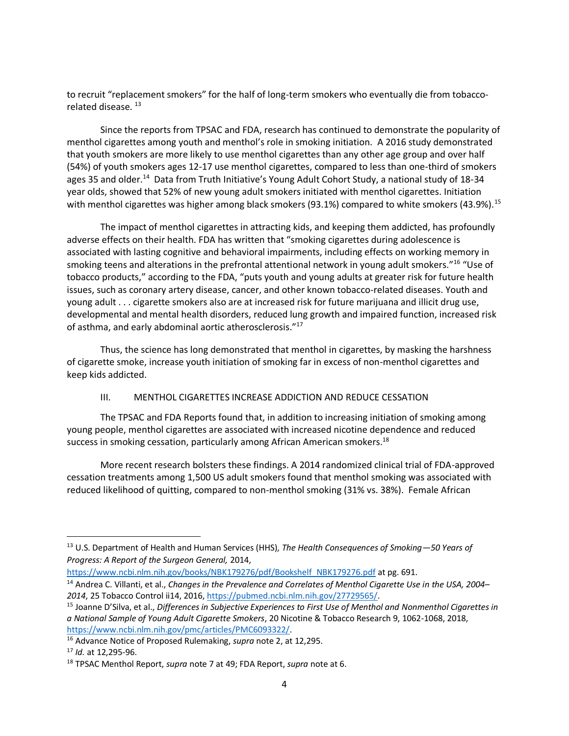to recruit "replacement smokers" for the half of long-term smokers who eventually die from tobacco-related disease. [13]

Since the reports from TPSAC and FDA, research has continued to demonstrate the popularity of menthol cigarettes among youth and menthol's role in smoking initiation. A 2016 study demonstrated that youth smokers are more likely to use menthol cigarettes than any other age group and over half (54%) of youth smokers ages 12-17 use menthol cigarettes, compared to less than one-third of smokers ages 35 and older.[14] Data from Truth Initiative's Young Adult Cohort Study, a national study of 18-34 year olds, showed that 52% of new young adult smokers initiated with menthol cigarettes. Initiation with menthol cigarettes was higher among black smokers (93.1%) compared to white smokers (43.9%).[15]

The impact of menthol cigarettes in attracting kids, and keeping them addicted, has profoundly adverse effects on their health. FDA has written that "smoking cigarettes during adolescence is associated with lasting cognitive and behavioral impairments, including effects on working memory in smoking teens and alterations in the prefrontal attentional network in young adult smokers."[16] "Use of tobacco products," according to the FDA, "puts youth and young adults at greater risk for future health issues, such as coronary artery disease, cancer, and other known tobacco-related diseases. Youth and young adult . . . cigarette smokers also are at increased risk for future marijuana and illicit drug use, developmental and mental health disorders, reduced lung growth and impaired function, increased risk of asthma, and early abdominal aortic atherosclerosis."[17]

Thus, the science has long demonstrated that menthol in cigarettes, by masking the harshness of cigarette smoke, increase youth initiation of smoking far in excess of non-menthol cigarettes and keep kids addicted.

## III. MENTHOL CIGARETTES INCREASE ADDICTION AND REDUCE CESSATION

The TPSAC and FDA Reports found that, in addition to increasing initiation of smoking among young people, menthol cigarettes are associated with increased nicotine dependence and reduced success in smoking cessation, particularly among African American smokers.[18]

More recent research bolsters these findings. A 2014 randomized clinical trial of FDA-approved cessation treatments among 1,500 US adult smokers found that menthol smoking was associated with reduced likelihood of quitting, compared to non-menthol smoking (31% vs. 38%). Female African

---

[13] U.S. Department of Health and Human Services (HHS), *The Health Consequences of Smoking—50 Years of Progress: A Report of the Surgeon General,* 2014, https://www.ncbi.nlm.nih.gov/books/NBK179276/pdf/Bookshelf_NBK179276.pdf at pg. 691.

[14] Andrea C. Villanti, et al., *Changes in the Prevalence and Correlates of Menthol Cigarette Use in the USA, 2004–2014*, 25 Tobacco Control ii14, 2016, https://pubmed.ncbi.nlm.nih.gov/27729565/.

[15] Joanne D'Silva, et al., *Differences in Subjective Experiences to First Use of Menthol and Nonmenthol Cigarettes in a National Sample of Young Adult Cigarette Smokers*, 20 Nicotine & Tobacco Research 9, 1062-1068, 2018, https://www.ncbi.nlm.nih.gov/pmc/articles/PMC6093322/.

[16] Advance Notice of Proposed Rulemaking, *supra* note 2, at 12,295.

[17] *Id.* at 12,295-96.

[18] TPSAC Menthol Report, *supra* note 7 at 49; FDA Report, *supra* note at 6.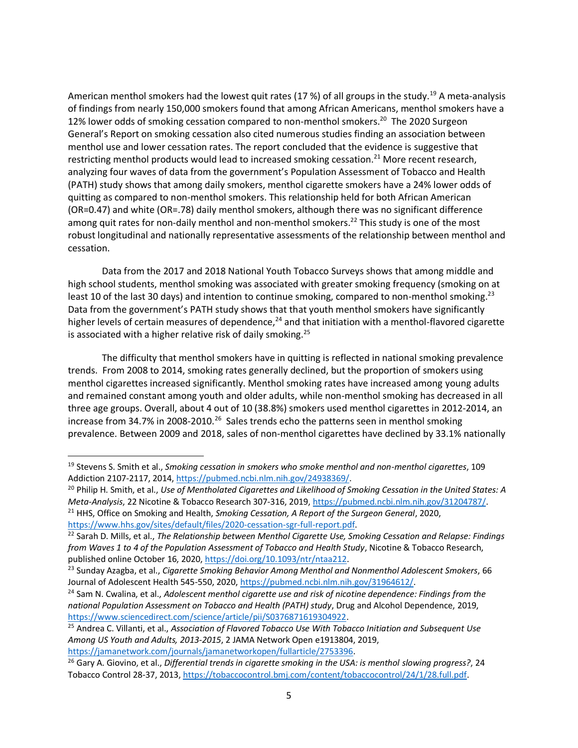American menthol smokers had the lowest quit rates (17 %) of all groups in the study.[19] A meta-analysis of findings from nearly 150,000 smokers found that among African Americans, menthol smokers have a 12% lower odds of smoking cessation compared to non-menthol smokers.[20] The 2020 Surgeon General's Report on smoking cessation also cited numerous studies finding an association between menthol use and lower cessation rates. The report concluded that the evidence is suggestive that restricting menthol products would lead to increased smoking cessation.[21] More recent research, analyzing four waves of data from the government's Population Assessment of Tobacco and Health (PATH) study shows that among daily smokers, menthol cigarette smokers have a 24% lower odds of quitting as compared to non-menthol smokers. This relationship held for both African American (OR=0.47) and white (OR=.78) daily menthol smokers, although there was no significant difference among quit rates for non-daily menthol and non-menthol smokers.[22] This study is one of the most robust longitudinal and nationally representative assessments of the relationship between menthol and cessation.

Data from the 2017 and 2018 National Youth Tobacco Surveys shows that among middle and high school students, menthol smoking was associated with greater smoking frequency (smoking on at least 10 of the last 30 days) and intention to continue smoking, compared to non-menthol smoking.[23] Data from the government's PATH study shows that that youth menthol smokers have significantly higher levels of certain measures of dependence,[24] and that initiation with a menthol-flavored cigarette is associated with a higher relative risk of daily smoking.[25]

The difficulty that menthol smokers have in quitting is reflected in national smoking prevalence trends. From 2008 to 2014, smoking rates generally declined, but the proportion of smokers using menthol cigarettes increased significantly. Menthol smoking rates have increased among young adults and remained constant among youth and older adults, while non-menthol smoking has decreased in all three age groups. Overall, about 4 out of 10 (38.8%) smokers used menthol cigarettes in 2012-2014, an increase from 34.7% in 2008-2010.[26] Sales trends echo the patterns seen in menthol smoking prevalence. Between 2009 and 2018, sales of non-menthol cigarettes have declined by 33.1% nationally

---

[19] Stevens S. Smith et al., *Smoking cessation in smokers who smoke menthol and non-menthol cigarettes*, 109 Addiction 2107-2117, 2014, https://pubmed.ncbi.nlm.nih.gov/24938369/.

[20] Philip H. Smith, et al., *Use of Mentholated Cigarettes and Likelihood of Smoking Cessation in the United States: A Meta-Analysis*, 22 Nicotine & Tobacco Research 307-316, 2019, https://pubmed.ncbi.nlm.nih.gov/31204787/.

[21] HHS, Office on Smoking and Health, *Smoking Cessation, A Report of the Surgeon General*, 2020, https://www.hhs.gov/sites/default/files/2020-cessation-sgr-full-report.pdf.

[22] Sarah D. Mills, et al., *The Relationship between Menthol Cigarette Use, Smoking Cessation and Relapse: Findings from Waves 1 to 4 of the Population Assessment of Tobacco and Health Study*, Nicotine & Tobacco Research, published online October 16, 2020, https://doi.org/10.1093/ntr/ntaa212.

[23] Sunday Azagba, et al., *Cigarette Smoking Behavior Among Menthol and Nonmenthol Adolescent Smokers*, 66 Journal of Adolescent Health 545-550, 2020, https://pubmed.ncbi.nlm.nih.gov/31964612/.

[24] Sam N. Cwalina, et al., *Adolescent menthol cigarette use and risk of nicotine dependence: Findings from the national Population Assessment on Tobacco and Health (PATH) study*, Drug and Alcohol Dependence, 2019, https://www.sciencedirect.com/science/article/pii/S0376871619304922.

[25] Andrea C. Villanti, et al., *Association of Flavored Tobacco Use With Tobacco Initiation and Subsequent Use Among US Youth and Adults, 2013-2015*, 2 JAMA Network Open e1913804, 2019, https://jamanetwork.com/journals/jamanetworkopen/fullarticle/2753396.

[26] Gary A. Giovino, et al., *Differential trends in cigarette smoking in the USA: is menthol slowing progress?*, 24 Tobacco Control 28-37, 2013, https://tobaccocontrol.bmj.com/content/tobaccocontrol/24/1/28.full.pdf.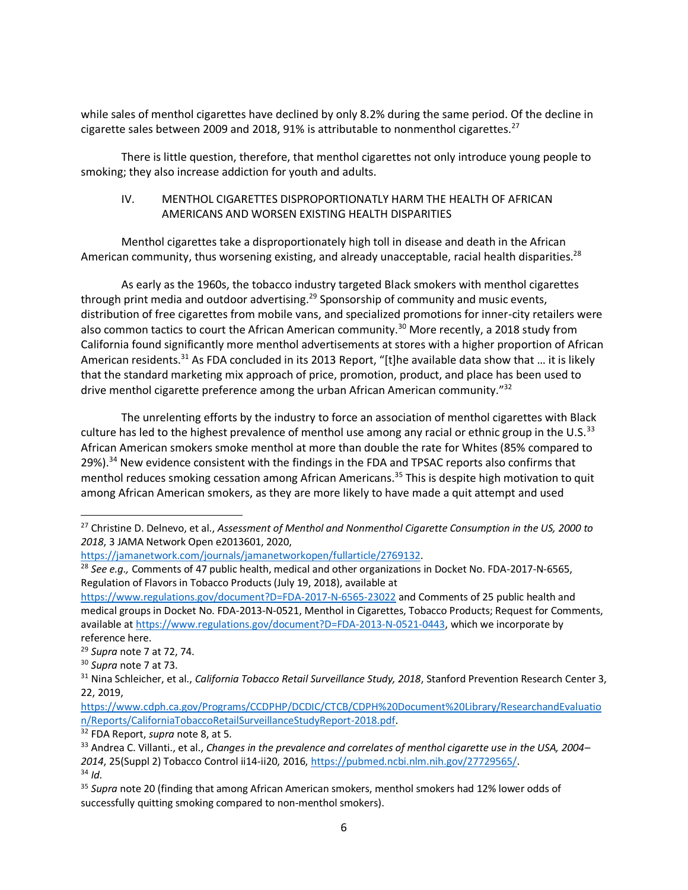while sales of menthol cigarettes have declined by only 8.2% during the same period. Of the decline in cigarette sales between 2009 and 2018, 91% is attributable to nonmenthol cigarettes.[27]

There is little question, therefore, that menthol cigarettes not only introduce young people to smoking; they also increase addiction for youth and adults.

## IV. MENTHOL CIGARETTES DISPROPORTIONATLY HARM THE HEALTH OF AFRICAN AMERICANS AND WORSEN EXISTING HEALTH DISPARITIES

Menthol cigarettes take a disproportionately high toll in disease and death in the African American community, thus worsening existing, and already unacceptable, racial health disparities.[28]

As early as the 1960s, the tobacco industry targeted Black smokers with menthol cigarettes through print media and outdoor advertising.[29] Sponsorship of community and music events, distribution of free cigarettes from mobile vans, and specialized promotions for inner-city retailers were also common tactics to court the African American community.[30] More recently, a 2018 study from California found significantly more menthol advertisements at stores with a higher proportion of African American residents.[31] As FDA concluded in its 2013 Report, "[t]he available data show that … it is likely that the standard marketing mix approach of price, promotion, product, and place has been used to drive menthol cigarette preference among the urban African American community."[32]

The unrelenting efforts by the industry to force an association of menthol cigarettes with Black culture has led to the highest prevalence of menthol use among any racial or ethnic group in the U.S.[33] African American smokers smoke menthol at more than double the rate for Whites (85% compared to 29%).[34] New evidence consistent with the findings in the FDA and TPSAC reports also confirms that menthol reduces smoking cessation among African Americans.[35] This is despite high motivation to quit among African American smokers, as they are more likely to have made a quit attempt and used

---

[27] Christine D. Delnevo, et al., *Assessment of Menthol and Nonmenthol Cigarette Consumption in the US, 2000 to 2018*, 3 JAMA Network Open e2013601, 2020, https://jamanetwork.com/journals/jamanetworkopen/fullarticle/2769132.

[28] *See e.g.,* Comments of 47 public health, medical and other organizations in Docket No. FDA-2017-N-6565, Regulation of Flavors in Tobacco Products (July 19, 2018), available at https://www.regulations.gov/document?D=FDA-2017-N-6565-23022 and Comments of 25 public health and medical groups in Docket No. FDA-2013-N-0521, Menthol in Cigarettes, Tobacco Products; Request for Comments, available at https://www.regulations.gov/document?D=FDA-2013-N-0521-0443, which we incorporate by reference here.

[29] *Supra* note 7 at 72, 74.

[30] *Supra* note 7 at 73.

[31] Nina Schleicher, et al., *California Tobacco Retail Surveillance Study, 2018*, Stanford Prevention Research Center 3, 22, 2019, https://www.cdph.ca.gov/Programs/CCDPHP/DCDIC/CTCB/CDPH%20Document%20Library/ResearchandEvaluation/Reports/CaliforniaTobaccoRetailSurveillanceStudyReport-2018.pdf.

[32] FDA Report, *supra* note 8, at 5.

[33] Andrea C. Villanti., et al., *Changes in the prevalence and correlates of menthol cigarette use in the USA, 2004–2014*, 25(Suppl 2) Tobacco Control ii14-ii20, 2016, https://pubmed.ncbi.nlm.nih.gov/27729565/.

[34] *Id.*

[35] *Supra* note 20 (finding that among African American smokers, menthol smokers had 12% lower odds of successfully quitting smoking compared to non-menthol smokers).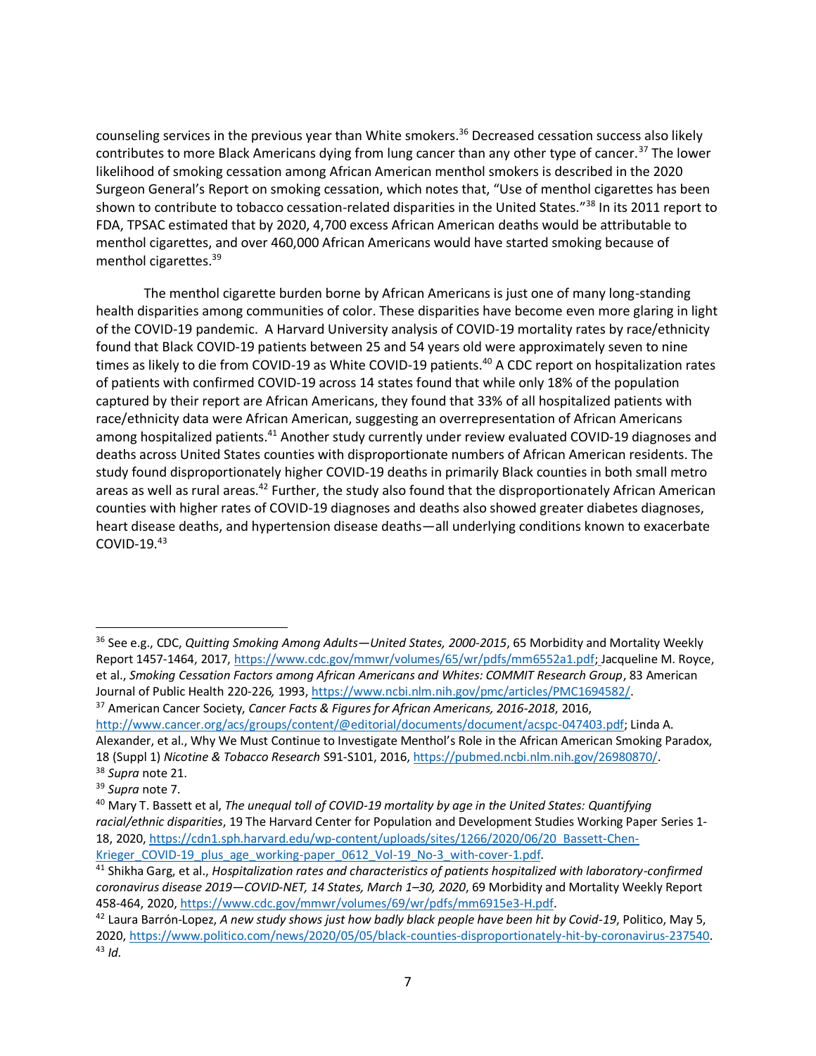counseling services in the previous year than White smokers.[36] Decreased cessation success also likely contributes to more Black Americans dying from lung cancer than any other type of cancer.[37] The lower likelihood of smoking cessation among African American menthol smokers is described in the 2020 Surgeon General's Report on smoking cessation, which notes that, "Use of menthol cigarettes has been shown to contribute to tobacco cessation-related disparities in the United States."[38] In its 2011 report to FDA, TPSAC estimated that by 2020, 4,700 excess African American deaths would be attributable to menthol cigarettes, and over 460,000 African Americans would have started smoking because of menthol cigarettes.[39]

The menthol cigarette burden borne by African Americans is just one of many long-standing health disparities among communities of color. These disparities have become even more glaring in light of the COVID-19 pandemic. A Harvard University analysis of COVID-19 mortality rates by race/ethnicity found that Black COVID-19 patients between 25 and 54 years old were approximately seven to nine times as likely to die from COVID-19 as White COVID-19 patients.[40] A CDC report on hospitalization rates of patients with confirmed COVID-19 across 14 states found that while only 18% of the population captured by their report are African Americans, they found that 33% of all hospitalized patients with race/ethnicity data were African American, suggesting an overrepresentation of African Americans among hospitalized patients.[41] Another study currently under review evaluated COVID-19 diagnoses and deaths across United States counties with disproportionate numbers of African American residents. The study found disproportionately higher COVID-19 deaths in primarily Black counties in both small metro areas as well as rural areas.[42] Further, the study also found that the disproportionately African American counties with higher rates of COVID-19 diagnoses and deaths also showed greater diabetes diagnoses, heart disease deaths, and hypertension disease deaths—all underlying conditions known to exacerbate COVID-19.[43]

---

[36] See e.g., CDC, *Quitting Smoking Among Adults—United States, 2000-2015*, 65 Morbidity and Mortality Weekly Report 1457-1464, 2017, https://www.cdc.gov/mmwr/volumes/65/wr/pdfs/mm6552a1.pdf; Jacqueline M. Royce, et al., *Smoking Cessation Factors among African Americans and Whites: COMMIT Research Group*, 83 American Journal of Public Health 220-226, 1993, https://www.ncbi.nlm.nih.gov/pmc/articles/PMC1694582/.

[37] American Cancer Society, *Cancer Facts & Figures for African Americans, 2016-2018*, 2016, http://www.cancer.org/acs/groups/content/@editorial/documents/document/acspc-047403.pdf; Linda A. Alexander, et al., Why We Must Continue to Investigate Menthol's Role in the African American Smoking Paradox, 18 (Suppl 1) *Nicotine & Tobacco Research* S91-S101, 2016, https://pubmed.ncbi.nlm.nih.gov/26980870/.

[38] *Supra* note 21.

[39] *Supra* note 7.

[40] Mary T. Bassett et al, *The unequal toll of COVID-19 mortality by age in the United States: Quantifying racial/ethnic disparities*, 19 The Harvard Center for Population and Development Studies Working Paper Series 1-18, 2020, https://cdn1.sph.harvard.edu/wp-content/uploads/sites/1266/2020/06/20_Bassett-Chen-Krieger_COVID-19_plus_age_working-paper_0612_Vol-19_No-3_with-cover-1.pdf.

[41] Shikha Garg, et al., *Hospitalization rates and characteristics of patients hospitalized with laboratory-confirmed coronavirus disease 2019—COVID-NET, 14 States, March 1–30, 2020*, 69 Morbidity and Mortality Weekly Report 458-464, 2020, https://www.cdc.gov/mmwr/volumes/69/wr/pdfs/mm6915e3-H.pdf.

[42] Laura Barrón-Lopez, *A new study shows just how badly black people have been hit by Covid-19*, Politico, May 5, 2020, https://www.politico.com/news/2020/05/05/black-counties-disproportionately-hit-by-coronavirus-237540.

[43] *Id.*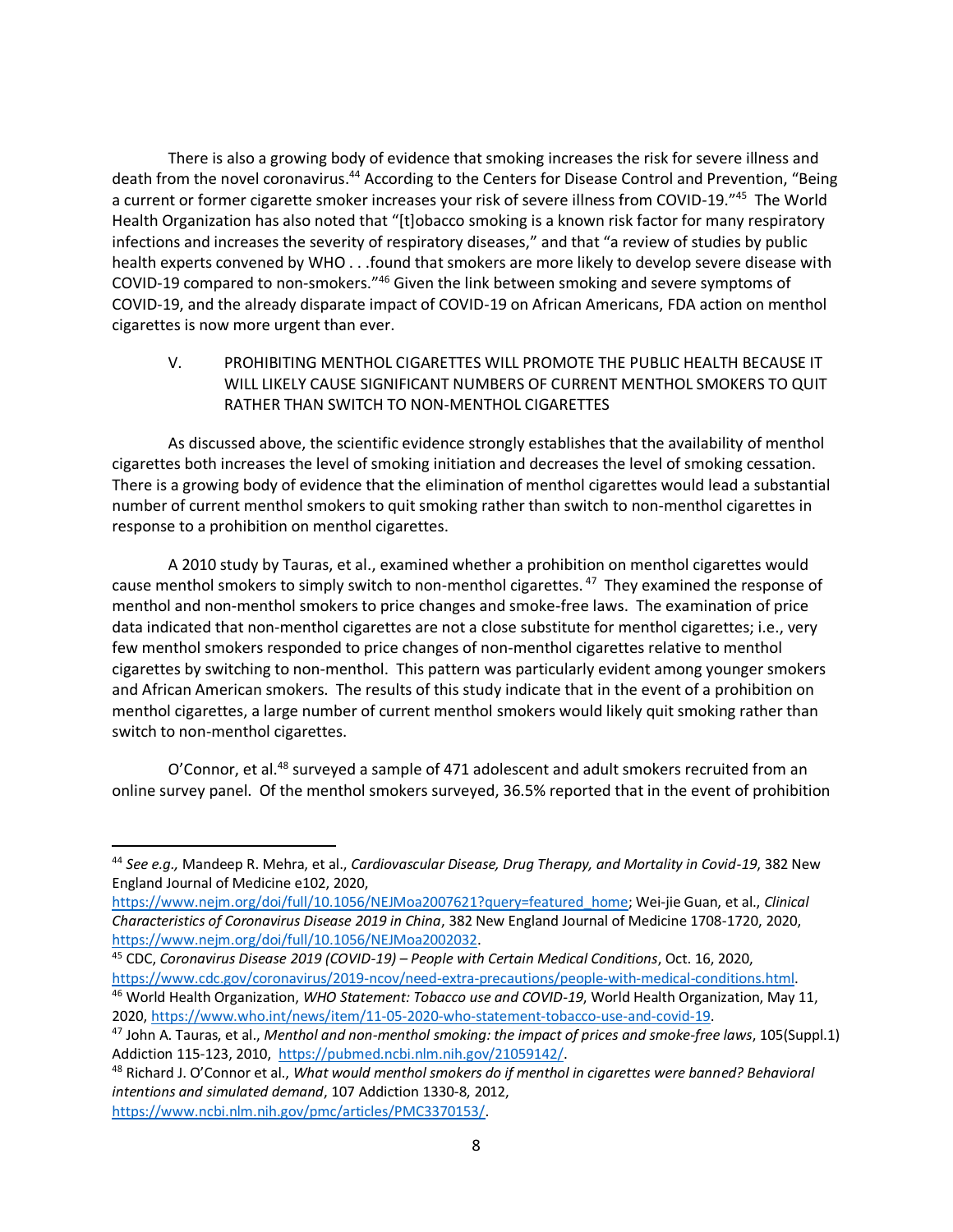There is also a growing body of evidence that smoking increases the risk for severe illness and death from the novel coronavirus.[44] According to the Centers for Disease Control and Prevention, "Being a current or former cigarette smoker increases your risk of severe illness from COVID-19."[45] The World Health Organization has also noted that "[t]obacco smoking is a known risk factor for many respiratory infections and increases the severity of respiratory diseases," and that "a review of studies by public health experts convened by WHO . . .found that smokers are more likely to develop severe disease with COVID-19 compared to non-smokers."[46] Given the link between smoking and severe symptoms of COVID-19, and the already disparate impact of COVID-19 on African Americans, FDA action on menthol cigarettes is now more urgent than ever.

## V. PROHIBITING MENTHOL CIGARETTES WILL PROMOTE THE PUBLIC HEALTH BECAUSE IT WILL LIKELY CAUSE SIGNIFICANT NUMBERS OF CURRENT MENTHOL SMOKERS TO QUIT RATHER THAN SWITCH TO NON-MENTHOL CIGARETTES

As discussed above, the scientific evidence strongly establishes that the availability of menthol cigarettes both increases the level of smoking initiation and decreases the level of smoking cessation. There is a growing body of evidence that the elimination of menthol cigarettes would lead a substantial number of current menthol smokers to quit smoking rather than switch to non-menthol cigarettes in response to a prohibition on menthol cigarettes.

A 2010 study by Tauras, et al., examined whether a prohibition on menthol cigarettes would cause menthol smokers to simply switch to non-menthol cigarettes.[47] They examined the response of menthol and non-menthol smokers to price changes and smoke-free laws. The examination of price data indicated that non-menthol cigarettes are not a close substitute for menthol cigarettes; i.e., very few menthol smokers responded to price changes of non-menthol cigarettes relative to menthol cigarettes by switching to non-menthol. This pattern was particularly evident among younger smokers and African American smokers. The results of this study indicate that in the event of a prohibition on menthol cigarettes, a large number of current menthol smokers would likely quit smoking rather than switch to non-menthol cigarettes.

O'Connor, et al.[48] surveyed a sample of 471 adolescent and adult smokers recruited from an online survey panel. Of the menthol smokers surveyed, 36.5% reported that in the event of prohibition

---

[44] *See e.g.,* Mandeep R. Mehra, et al., *Cardiovascular Disease, Drug Therapy, and Mortality in Covid-19*, 382 New England Journal of Medicine e102, 2020, https://www.nejm.org/doi/full/10.1056/NEJMoa2007621?query=featured_home; Wei-jie Guan, et al., *Clinical Characteristics of Coronavirus Disease 2019 in China*, 382 New England Journal of Medicine 1708-1720, 2020, https://www.nejm.org/doi/full/10.1056/NEJMoa2002032.

[45] CDC, *Coronavirus Disease 2019 (COVID-19) – People with Certain Medical Conditions*, Oct. 16, 2020, https://www.cdc.gov/coronavirus/2019-ncov/need-extra-precautions/people-with-medical-conditions.html.

[46] World Health Organization, *WHO Statement: Tobacco use and COVID-19*, World Health Organization, May 11, 2020, https://www.who.int/news/item/11-05-2020-who-statement-tobacco-use-and-covid-19.

[47] John A. Tauras, et al., *Menthol and non-menthol smoking: the impact of prices and smoke-free laws*, 105(Suppl.1) Addiction 115-123, 2010, https://pubmed.ncbi.nlm.nih.gov/21059142/.

[48] Richard J. O'Connor et al., *What would menthol smokers do if menthol in cigarettes were banned? Behavioral intentions and simulated demand*, 107 Addiction 1330-8, 2012, https://www.ncbi.nlm.nih.gov/pmc/articles/PMC3370153/.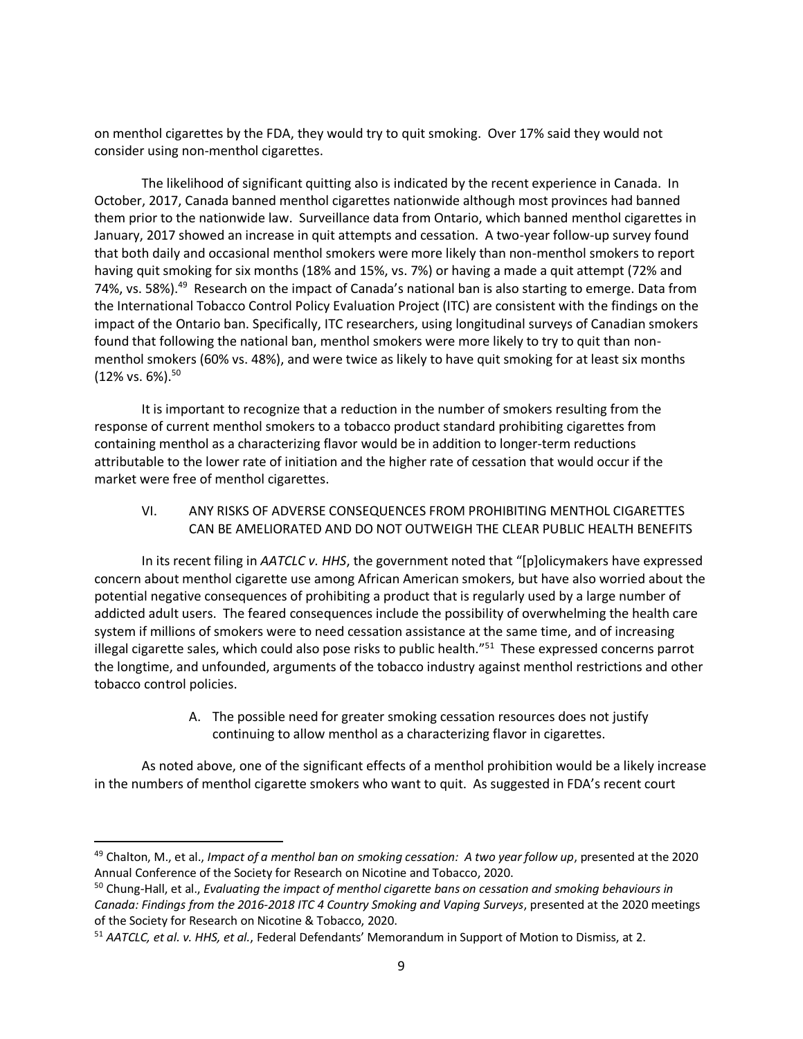on menthol cigarettes by the FDA, they would try to quit smoking. Over 17% said they would not consider using non-menthol cigarettes.

The likelihood of significant quitting also is indicated by the recent experience in Canada. In October, 2017, Canada banned menthol cigarettes nationwide although most provinces had banned them prior to the nationwide law. Surveillance data from Ontario, which banned menthol cigarettes in January, 2017 showed an increase in quit attempts and cessation. A two-year follow-up survey found that both daily and occasional menthol smokers were more likely than non-menthol smokers to report having quit smoking for six months (18% and 15%, vs. 7%) or having a made a quit attempt (72% and 74%, vs. 58%).[49] Research on the impact of Canada's national ban is also starting to emerge. Data from the International Tobacco Control Policy Evaluation Project (ITC) are consistent with the findings on the impact of the Ontario ban. Specifically, ITC researchers, using longitudinal surveys of Canadian smokers found that following the national ban, menthol smokers were more likely to try to quit than non-menthol smokers (60% vs. 48%), and were twice as likely to have quit smoking for at least six months (12% vs. 6%).[50]

It is important to recognize that a reduction in the number of smokers resulting from the response of current menthol smokers to a tobacco product standard prohibiting cigarettes from containing menthol as a characterizing flavor would be in addition to longer-term reductions attributable to the lower rate of initiation and the higher rate of cessation that would occur if the market were free of menthol cigarettes.

## VI. ANY RISKS OF ADVERSE CONSEQUENCES FROM PROHIBITING MENTHOL CIGARETTES CAN BE AMELIORATED AND DO NOT OUTWEIGH THE CLEAR PUBLIC HEALTH BENEFITS

In its recent filing in *AATCLC v. HHS*, the government noted that "[p]olicymakers have expressed concern about menthol cigarette use among African American smokers, but have also worried about the potential negative consequences of prohibiting a product that is regularly used by a large number of addicted adult users. The feared consequences include the possibility of overwhelming the health care system if millions of smokers were to need cessation assistance at the same time, and of increasing illegal cigarette sales, which could also pose risks to public health."[51] These expressed concerns parrot the longtime, and unfounded, arguments of the tobacco industry against menthol restrictions and other tobacco control policies.

### A. The possible need for greater smoking cessation resources does not justify continuing to allow menthol as a characterizing flavor in cigarettes.

As noted above, one of the significant effects of a menthol prohibition would be a likely increase in the numbers of menthol cigarette smokers who want to quit. As suggested in FDA's recent court

---

[49] Chalton, M., et al., *Impact of a menthol ban on smoking cessation: A two year follow up*, presented at the 2020 Annual Conference of the Society for Research on Nicotine and Tobacco, 2020.

[50] Chung-Hall, et al., *Evaluating the impact of menthol cigarette bans on cessation and smoking behaviours in Canada: Findings from the 2016-2018 ITC 4 Country Smoking and Vaping Surveys*, presented at the 2020 meetings of the Society for Research on Nicotine & Tobacco, 2020.

[51] *AATCLC, et al. v. HHS, et al.*, Federal Defendants' Memorandum in Support of Motion to Dismiss, at 2.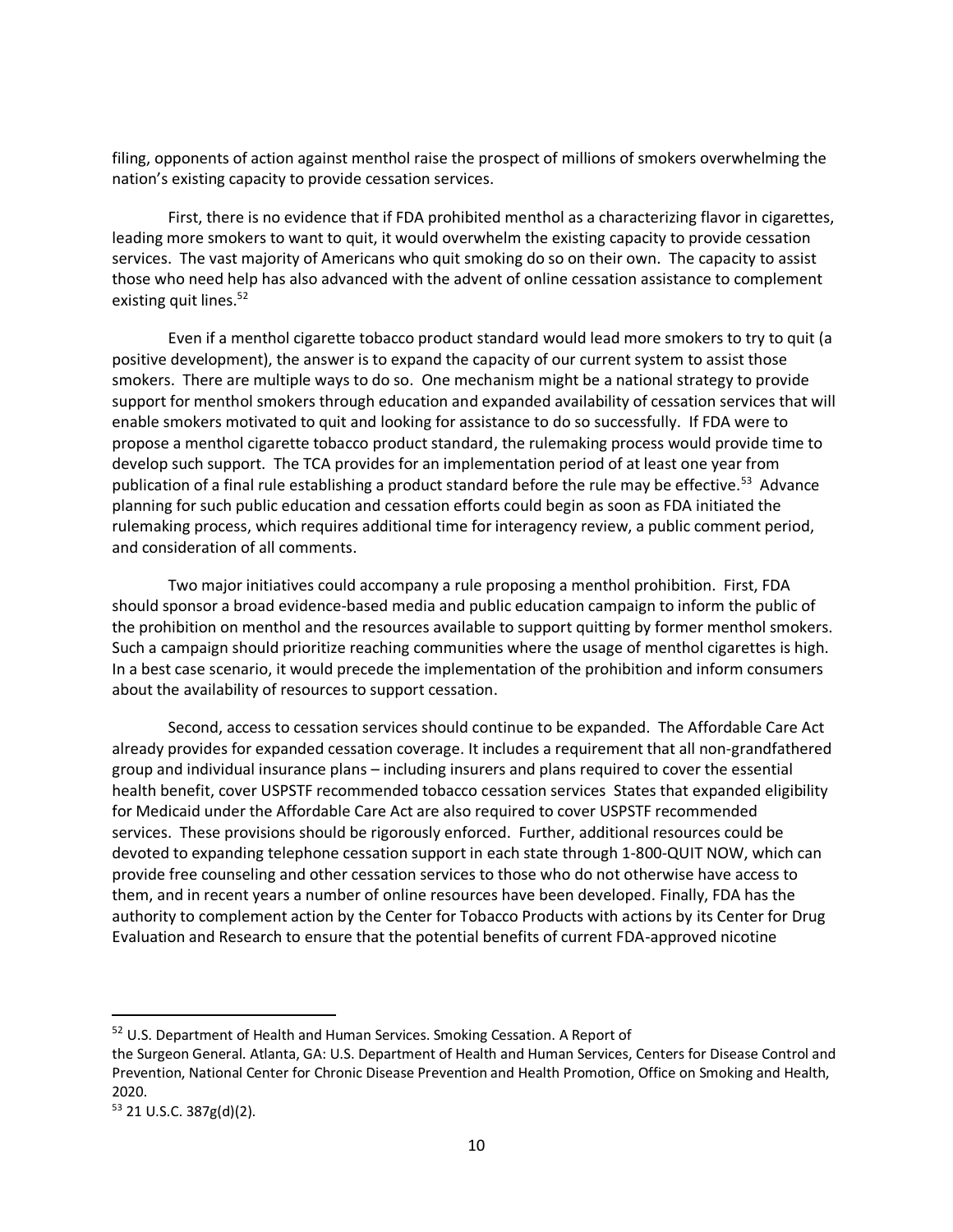filing, opponents of action against menthol raise the prospect of millions of smokers overwhelming the nation's existing capacity to provide cessation services.

First, there is no evidence that if FDA prohibited menthol as a characterizing flavor in cigarettes, leading more smokers to want to quit, it would overwhelm the existing capacity to provide cessation services. The vast majority of Americans who quit smoking do so on their own. The capacity to assist those who need help has also advanced with the advent of online cessation assistance to complement existing quit lines.[52]

Even if a menthol cigarette tobacco product standard would lead more smokers to try to quit (a positive development), the answer is to expand the capacity of our current system to assist those smokers. There are multiple ways to do so. One mechanism might be a national strategy to provide support for menthol smokers through education and expanded availability of cessation services that will enable smokers motivated to quit and looking for assistance to do so successfully. If FDA were to propose a menthol cigarette tobacco product standard, the rulemaking process would provide time to develop such support. The TCA provides for an implementation period of at least one year from publication of a final rule establishing a product standard before the rule may be effective.[53] Advance planning for such public education and cessation efforts could begin as soon as FDA initiated the rulemaking process, which requires additional time for interagency review, a public comment period, and consideration of all comments.

Two major initiatives could accompany a rule proposing a menthol prohibition. First, FDA should sponsor a broad evidence-based media and public education campaign to inform the public of the prohibition on menthol and the resources available to support quitting by former menthol smokers. Such a campaign should prioritize reaching communities where the usage of menthol cigarettes is high. In a best case scenario, it would precede the implementation of the prohibition and inform consumers about the availability of resources to support cessation.

Second, access to cessation services should continue to be expanded. The Affordable Care Act already provides for expanded cessation coverage. It includes a requirement that all non-grandfathered group and individual insurance plans – including insurers and plans required to cover the essential health benefit, cover USPSTF recommended tobacco cessation services States that expanded eligibility for Medicaid under the Affordable Care Act are also required to cover USPSTF recommended services. These provisions should be rigorously enforced. Further, additional resources could be devoted to expanding telephone cessation support in each state through 1-800-QUIT NOW, which can provide free counseling and other cessation services to those who do not otherwise have access to them, and in recent years a number of online resources have been developed. Finally, FDA has the authority to complement action by the Center for Tobacco Products with actions by its Center for Drug Evaluation and Research to ensure that the potential benefits of current FDA-approved nicotine

---

[52] U.S. Department of Health and Human Services. Smoking Cessation. A Report of the Surgeon General. Atlanta, GA: U.S. Department of Health and Human Services, Centers for Disease Control and Prevention, National Center for Chronic Disease Prevention and Health Promotion, Office on Smoking and Health, 2020.

[53] 21 U.S.C. 387g(d)(2).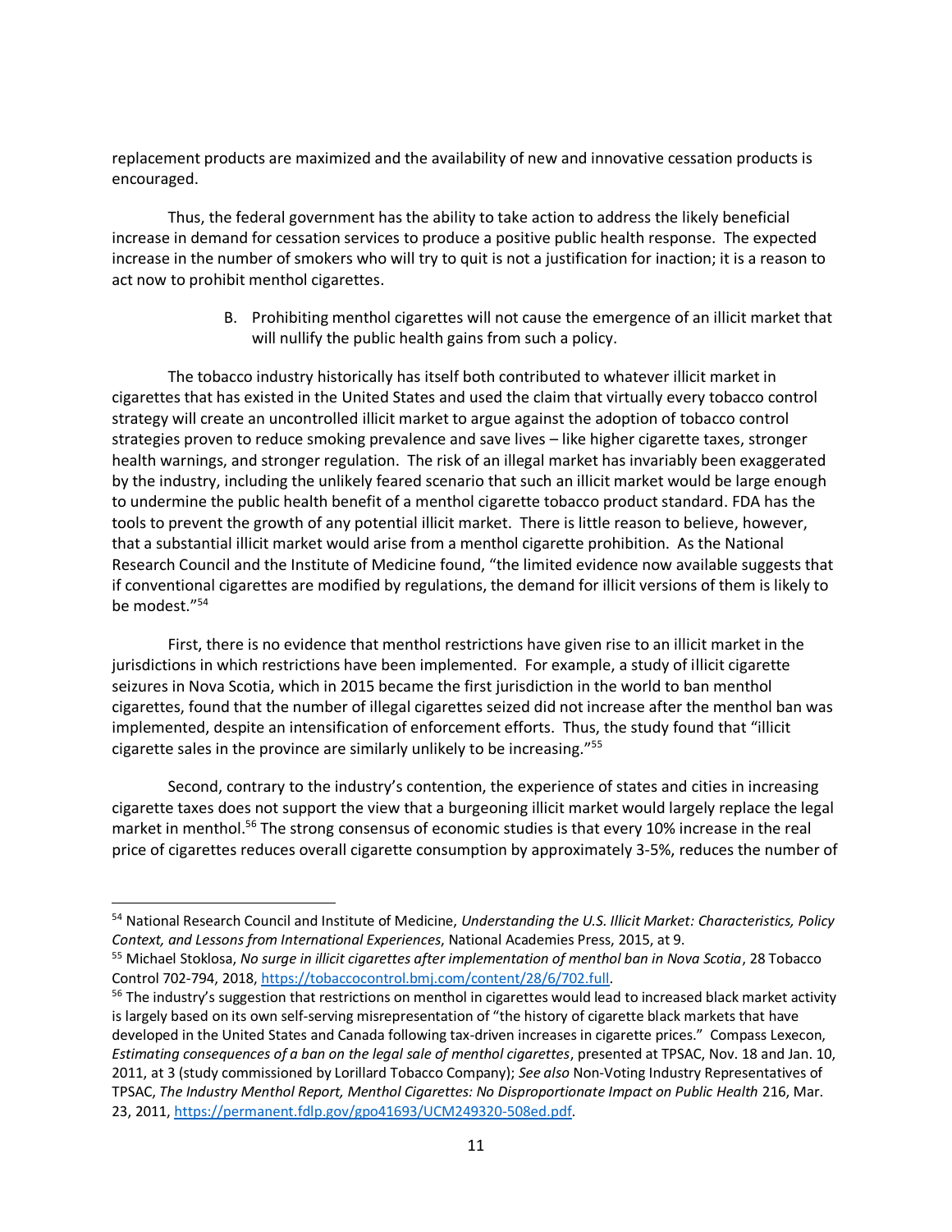replacement products are maximized and the availability of new and innovative cessation products is encouraged.

Thus, the federal government has the ability to take action to address the likely beneficial increase in demand for cessation services to produce a positive public health response. The expected increase in the number of smokers who will try to quit is not a justification for inaction; it is a reason to act now to prohibit menthol cigarettes.

B. Prohibiting menthol cigarettes will not cause the emergence of an illicit market that will nullify the public health gains from such a policy.

The tobacco industry historically has itself both contributed to whatever illicit market in cigarettes that has existed in the United States and used the claim that virtually every tobacco control strategy will create an uncontrolled illicit market to argue against the adoption of tobacco control strategies proven to reduce smoking prevalence and save lives – like higher cigarette taxes, stronger health warnings, and stronger regulation. The risk of an illegal market has invariably been exaggerated by the industry, including the unlikely feared scenario that such an illicit market would be large enough to undermine the public health benefit of a menthol cigarette tobacco product standard. FDA has the tools to prevent the growth of any potential illicit market. There is little reason to believe, however, that a substantial illicit market would arise from a menthol cigarette prohibition. As the National Research Council and the Institute of Medicine found, "the limited evidence now available suggests that if conventional cigarettes are modified by regulations, the demand for illicit versions of them is likely to be modest."[54]

First, there is no evidence that menthol restrictions have given rise to an illicit market in the jurisdictions in which restrictions have been implemented. For example, a study of illicit cigarette seizures in Nova Scotia, which in 2015 became the first jurisdiction in the world to ban menthol cigarettes, found that the number of illegal cigarettes seized did not increase after the menthol ban was implemented, despite an intensification of enforcement efforts. Thus, the study found that "illicit cigarette sales in the province are similarly unlikely to be increasing."[55]

Second, contrary to the industry's contention, the experience of states and cities in increasing cigarette taxes does not support the view that a burgeoning illicit market would largely replace the legal market in menthol.[56] The strong consensus of economic studies is that every 10% increase in the real price of cigarettes reduces overall cigarette consumption by approximately 3-5%, reduces the number of

---

[54] National Research Council and Institute of Medicine, *Understanding the U.S. Illicit Market: Characteristics, Policy Context, and Lessons from International Experiences*, National Academies Press, 2015, at 9.

[55] Michael Stoklosa, *No surge in illicit cigarettes after implementation of menthol ban in Nova Scotia*, 28 Tobacco Control 702-794, 2018, https://tobaccocontrol.bmj.com/content/28/6/702.full.

[56] The industry's suggestion that restrictions on menthol in cigarettes would lead to increased black market activity is largely based on its own self-serving misrepresentation of "the history of cigarette black markets that have developed in the United States and Canada following tax-driven increases in cigarette prices." Compass Lexecon, *Estimating consequences of a ban on the legal sale of menthol cigarettes*, presented at TPSAC, Nov. 18 and Jan. 10, 2011, at 3 (study commissioned by Lorillard Tobacco Company); *See also* Non-Voting Industry Representatives of TPSAC, *The Industry Menthol Report, Menthol Cigarettes: No Disproportionate Impact on Public Health* 216, Mar. 23, 2011, https://permanent.fdlp.gov/gpo41693/UCM249320-508ed.pdf.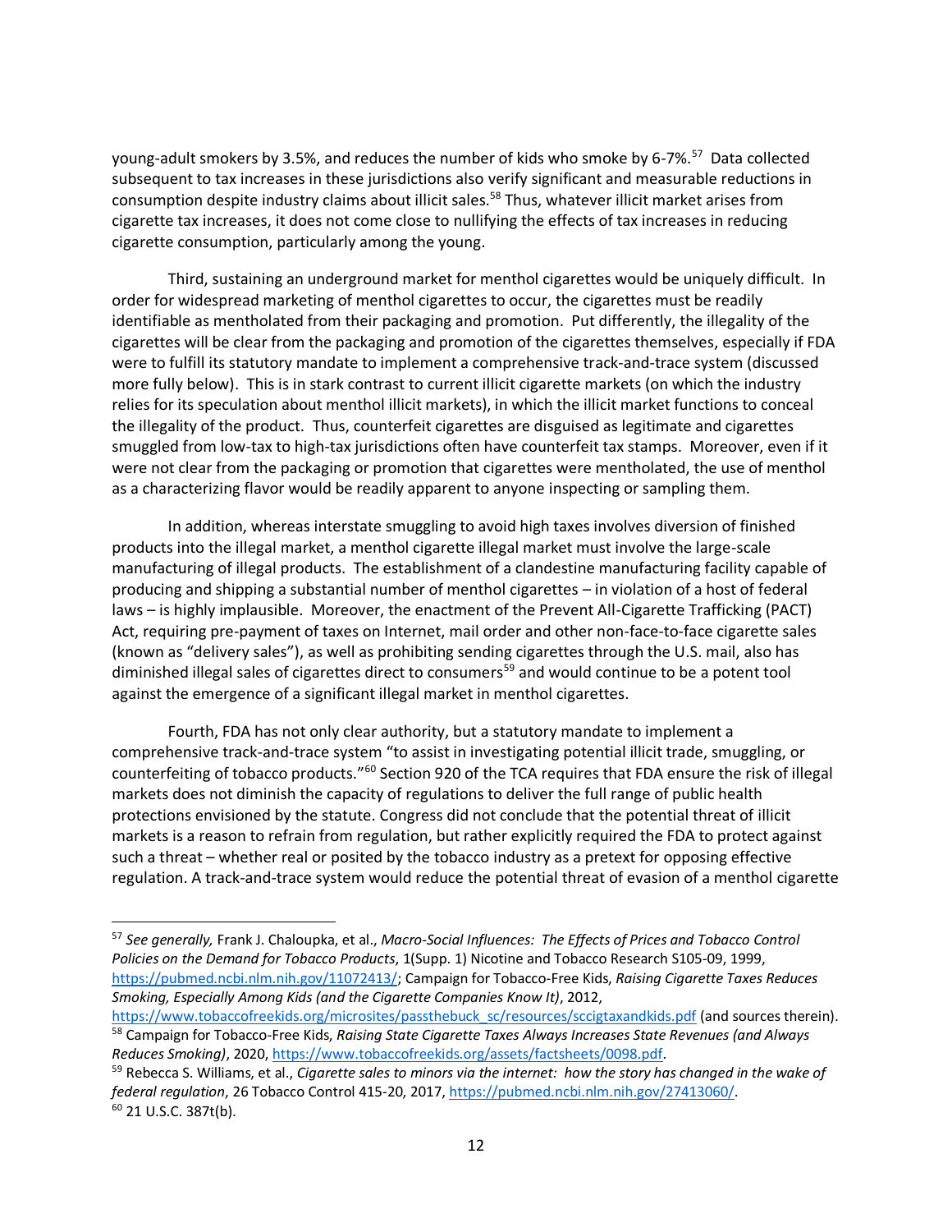young-adult smokers by 3.5%, and reduces the number of kids who smoke by 6-7%.[57] Data collected subsequent to tax increases in these jurisdictions also verify significant and measurable reductions in consumption despite industry claims about illicit sales.[58] Thus, whatever illicit market arises from cigarette tax increases, it does not come close to nullifying the effects of tax increases in reducing cigarette consumption, particularly among the young.

Third, sustaining an underground market for menthol cigarettes would be uniquely difficult. In order for widespread marketing of menthol cigarettes to occur, the cigarettes must be readily identifiable as mentholated from their packaging and promotion. Put differently, the illegality of the cigarettes will be clear from the packaging and promotion of the cigarettes themselves, especially if FDA were to fulfill its statutory mandate to implement a comprehensive track-and-trace system (discussed more fully below). This is in stark contrast to current illicit cigarette markets (on which the industry relies for its speculation about menthol illicit markets), in which the illicit market functions to conceal the illegality of the product. Thus, counterfeit cigarettes are disguised as legitimate and cigarettes smuggled from low-tax to high-tax jurisdictions often have counterfeit tax stamps. Moreover, even if it were not clear from the packaging or promotion that cigarettes were mentholated, the use of menthol as a characterizing flavor would be readily apparent to anyone inspecting or sampling them.

In addition, whereas interstate smuggling to avoid high taxes involves diversion of finished products into the illegal market, a menthol cigarette illegal market must involve the large-scale manufacturing of illegal products. The establishment of a clandestine manufacturing facility capable of producing and shipping a substantial number of menthol cigarettes – in violation of a host of federal laws – is highly implausible. Moreover, the enactment of the Prevent All-Cigarette Trafficking (PACT) Act, requiring pre-payment of taxes on Internet, mail order and other non-face-to-face cigarette sales (known as "delivery sales"), as well as prohibiting sending cigarettes through the U.S. mail, also has diminished illegal sales of cigarettes direct to consumers[59] and would continue to be a potent tool against the emergence of a significant illegal market in menthol cigarettes.

Fourth, FDA has not only clear authority, but a statutory mandate to implement a comprehensive track-and-trace system "to assist in investigating potential illicit trade, smuggling, or counterfeiting of tobacco products."[60] Section 920 of the TCA requires that FDA ensure the risk of illegal markets does not diminish the capacity of regulations to deliver the full range of public health protections envisioned by the statute. Congress did not conclude that the potential threat of illicit markets is a reason to refrain from regulation, but rather explicitly required the FDA to protect against such a threat – whether real or posited by the tobacco industry as a pretext for opposing effective regulation. A track-and-trace system would reduce the potential threat of evasion of a menthol cigarette

---

[57] *See generally,* Frank J. Chaloupka, et al., *Macro-Social Influences: The Effects of Prices and Tobacco Control Policies on the Demand for Tobacco Products*, 1(Supp. 1) Nicotine and Tobacco Research S105-09, 1999, https://pubmed.ncbi.nlm.nih.gov/11072413/; Campaign for Tobacco-Free Kids, *Raising Cigarette Taxes Reduces Smoking, Especially Among Kids (and the Cigarette Companies Know It)*, 2012, https://www.tobaccofreekids.org/microsites/passthebuck_sc/resources/sccigtaxandkids.pdf (and sources therein).

[58] Campaign for Tobacco-Free Kids, *Raising State Cigarette Taxes Always Increases State Revenues (and Always Reduces Smoking)*, 2020, https://www.tobaccofreekids.org/assets/factsheets/0098.pdf.

[59] Rebecca S. Williams, et al., *Cigarette sales to minors via the internet: how the story has changed in the wake of federal regulation*, 26 Tobacco Control 415-20, 2017, https://pubmed.ncbi.nlm.nih.gov/27413060/.

[60] 21 U.S.C. 387t(b).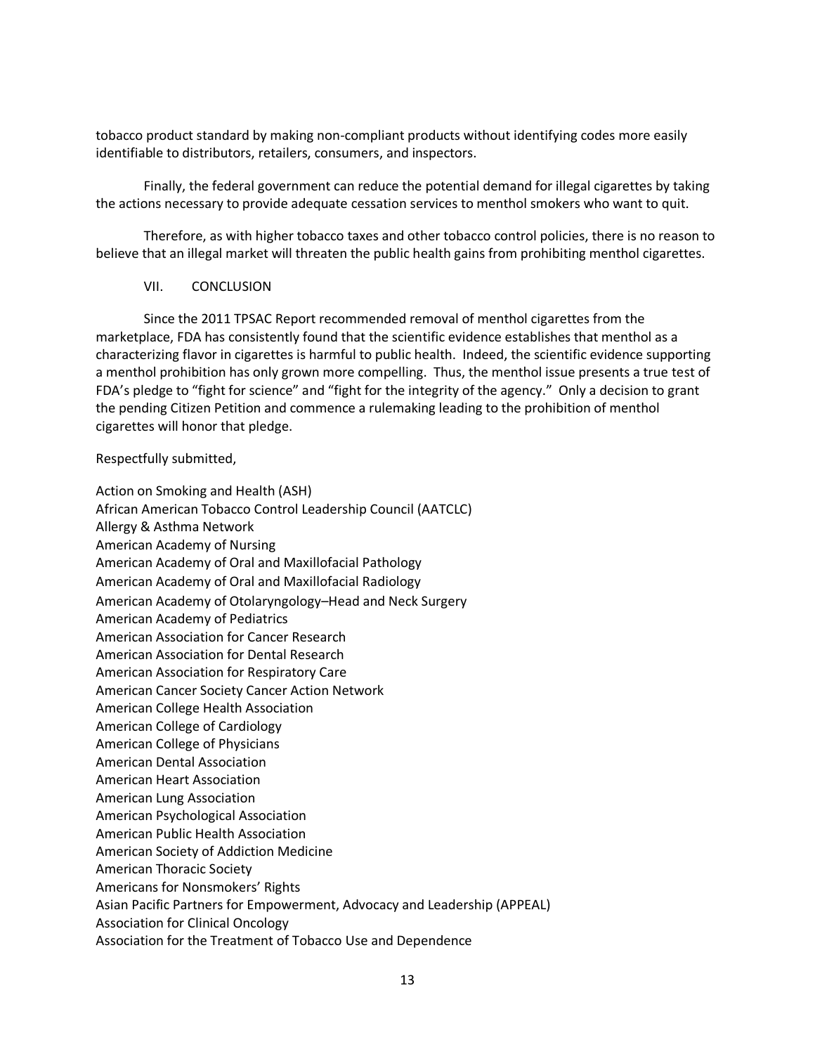tobacco product standard by making non-compliant products without identifying codes more easily identifiable to distributors, retailers, consumers, and inspectors.

Finally, the federal government can reduce the potential demand for illegal cigarettes by taking the actions necessary to provide adequate cessation services to menthol smokers who want to quit.

Therefore, as with higher tobacco taxes and other tobacco control policies, there is no reason to believe that an illegal market will threaten the public health gains from prohibiting menthol cigarettes.

## VII. CONCLUSION

Since the 2011 TPSAC Report recommended removal of menthol cigarettes from the marketplace, FDA has consistently found that the scientific evidence establishes that menthol as a characterizing flavor in cigarettes is harmful to public health. Indeed, the scientific evidence supporting a menthol prohibition has only grown more compelling. Thus, the menthol issue presents a true test of FDA's pledge to "fight for science" and "fight for the integrity of the agency." Only a decision to grant the pending Citizen Petition and commence a rulemaking leading to the prohibition of menthol cigarettes will honor that pledge.

Respectfully submitted,

Action on Smoking and Health (ASH)
African American Tobacco Control Leadership Council (AATCLC)
Allergy & Asthma Network
American Academy of Nursing
American Academy of Oral and Maxillofacial Pathology
American Academy of Oral and Maxillofacial Radiology
American Academy of Otolaryngology–Head and Neck Surgery
American Academy of Pediatrics
American Association for Cancer Research
American Association for Dental Research
American Association for Respiratory Care
American Cancer Society Cancer Action Network
American College Health Association
American College of Cardiology
American College of Physicians
American Dental Association
American Heart Association
American Lung Association
American Psychological Association
American Public Health Association
American Society of Addiction Medicine
American Thoracic Society
Americans for Nonsmokers' Rights
Asian Pacific Partners for Empowerment, Advocacy and Leadership (APPEAL)
Association for Clinical Oncology
Association for the Treatment of Tobacco Use and Dependence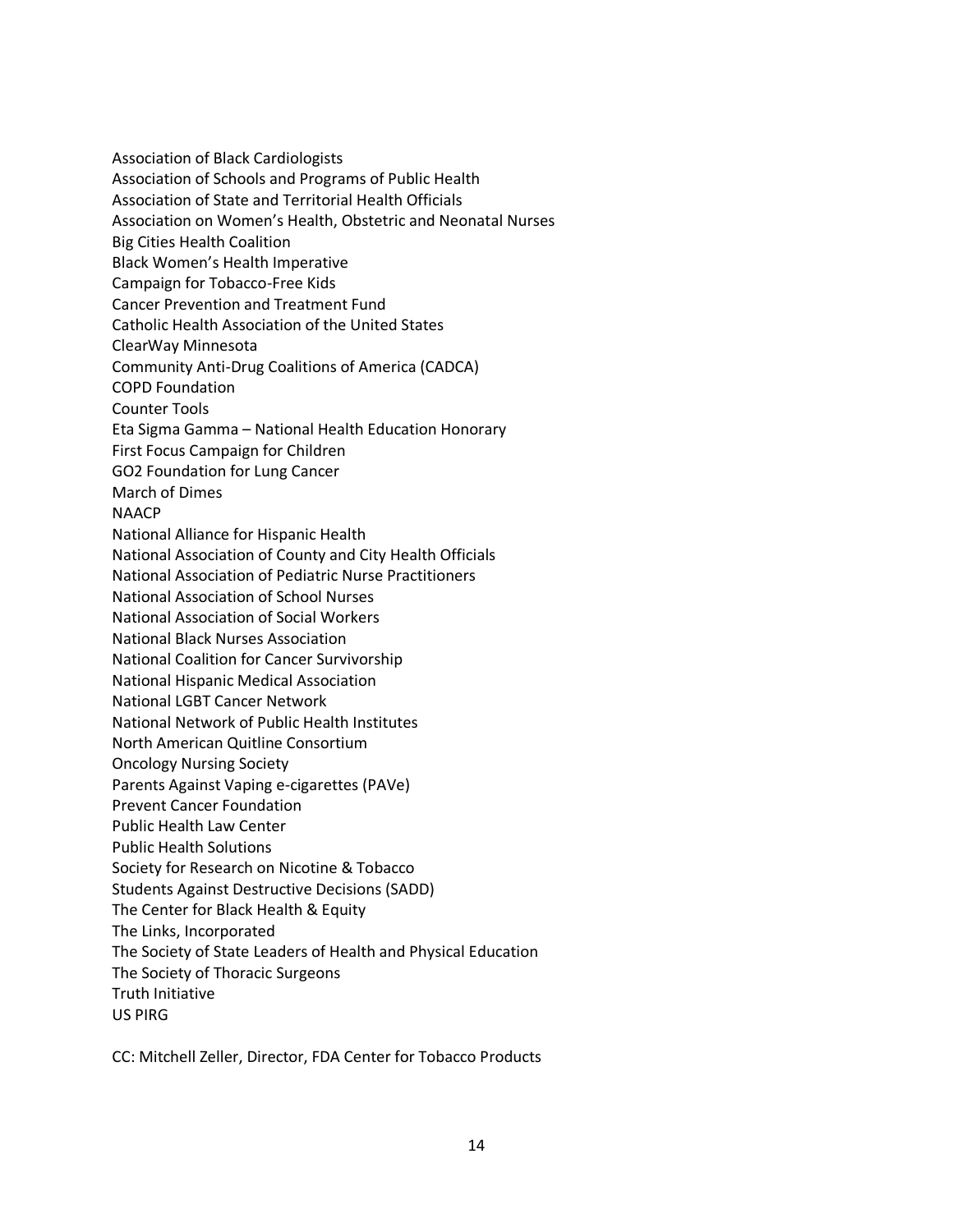Association of Black Cardiologists
Association of Schools and Programs of Public Health
Association of State and Territorial Health Officials
Association on Women's Health, Obstetric and Neonatal Nurses
Big Cities Health Coalition
Black Women's Health Imperative
Campaign for Tobacco-Free Kids
Cancer Prevention and Treatment Fund
Catholic Health Association of the United States
ClearWay Minnesota
Community Anti-Drug Coalitions of America (CADCA)
COPD Foundation
Counter Tools
Eta Sigma Gamma – National Health Education Honorary
First Focus Campaign for Children
GO2 Foundation for Lung Cancer
March of Dimes
NAACP
National Alliance for Hispanic Health
National Association of County and City Health Officials
National Association of Pediatric Nurse Practitioners
National Association of School Nurses
National Association of Social Workers
National Black Nurses Association
National Coalition for Cancer Survivorship
National Hispanic Medical Association
National LGBT Cancer Network
National Network of Public Health Institutes
North American Quitline Consortium
Oncology Nursing Society
Parents Against Vaping e-cigarettes (PAVe)
Prevent Cancer Foundation
Public Health Law Center
Public Health Solutions
Society for Research on Nicotine & Tobacco
Students Against Destructive Decisions (SADD)
The Center for Black Health & Equity
The Links, Incorporated
The Society of State Leaders of Health and Physical Education
The Society of Thoracic Surgeons
Truth Initiative
US PIRG

CC: Mitchell Zeller, Director, FDA Center for Tobacco Products